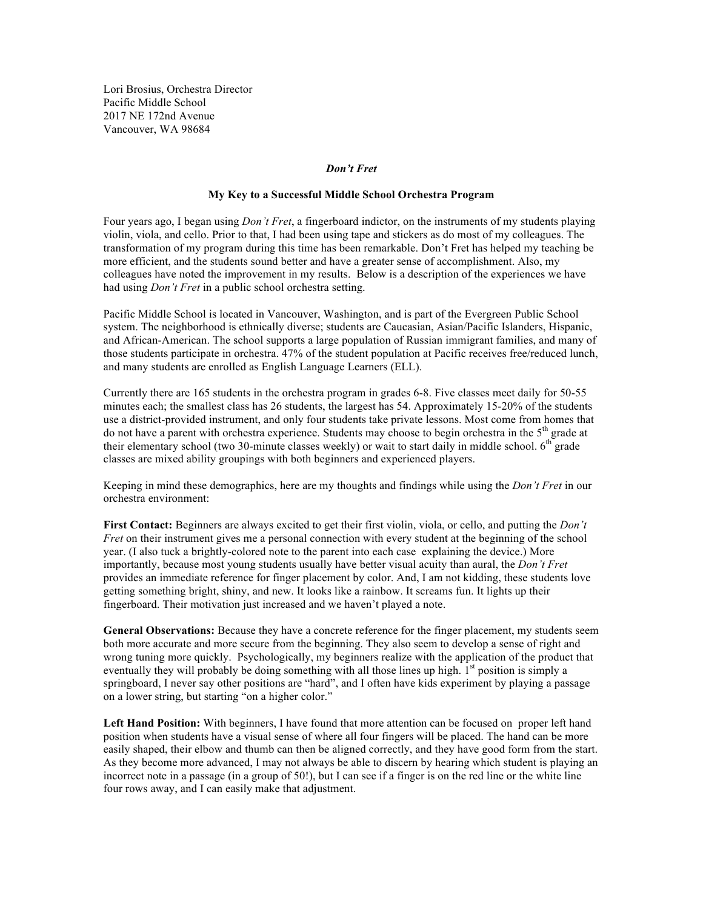Lori Brosius, Orchestra Director
Pacific Middle School
2017 NE 172nd Avenue
Vancouver, WA 98684

***Don't Fret***

**My Key to a Successful Middle School Orchestra Program**

Four years ago, I began using *Don't Fret*, a fingerboard indictor, on the instruments of my students playing violin, viola, and cello. Prior to that, I had been using tape and stickers as do most of my colleagues. The transformation of my program during this time has been remarkable. Don't Fret has helped my teaching be more efficient, and the students sound better and have a greater sense of accomplishment. Also, my colleagues have noted the improvement in my results. Below is a description of the experiences we have had using *Don't Fret* in a public school orchestra setting.

Pacific Middle School is located in Vancouver, Washington, and is part of the Evergreen Public School system. The neighborhood is ethnically diverse; students are Caucasian, Asian/Pacific Islanders, Hispanic, and African-American. The school supports a large population of Russian immigrant families, and many of those students participate in orchestra. 47% of the student population at Pacific receives free/reduced lunch, and many students are enrolled as English Language Learners (ELL).

Currently there are 165 students in the orchestra program in grades 6-8. Five classes meet daily for 50-55 minutes each; the smallest class has 26 students, the largest has 54. Approximately 15-20% of the students use a district-provided instrument, and only four students take private lessons. Most come from homes that do not have a parent with orchestra experience. Students may choose to begin orchestra in the 5th grade at their elementary school (two 30-minute classes weekly) or wait to start daily in middle school. 6th grade classes are mixed ability groupings with both beginners and experienced players.

Keeping in mind these demographics, here are my thoughts and findings while using the *Don't Fret* in our orchestra environment:

**First Contact:** Beginners are always excited to get their first violin, viola, or cello, and putting the *Don't Fret* on their instrument gives me a personal connection with every student at the beginning of the school year. (I also tuck a brightly-colored note to the parent into each case explaining the device.) More importantly, because most young students usually have better visual acuity than aural, the *Don't Fret* provides an immediate reference for finger placement by color. And, I am not kidding, these students love getting something bright, shiny, and new. It looks like a rainbow. It screams fun. It lights up their fingerboard. Their motivation just increased and we haven't played a note.

**General Observations:** Because they have a concrete reference for the finger placement, my students seem both more accurate and more secure from the beginning. They also seem to develop a sense of right and wrong tuning more quickly. Psychologically, my beginners realize with the application of the product that eventually they will probably be doing something with all those lines up high. 1st position is simply a springboard, I never say other positions are "hard", and I often have kids experiment by playing a passage on a lower string, but starting "on a higher color."

**Left Hand Position:** With beginners, I have found that more attention can be focused on proper left hand position when students have a visual sense of where all four fingers will be placed. The hand can be more easily shaped, their elbow and thumb can then be aligned correctly, and they have good form from the start. As they become more advanced, I may not always be able to discern by hearing which student is playing an incorrect note in a passage (in a group of 50!), but I can see if a finger is on the red line or the white line four rows away, and I can easily make that adjustment.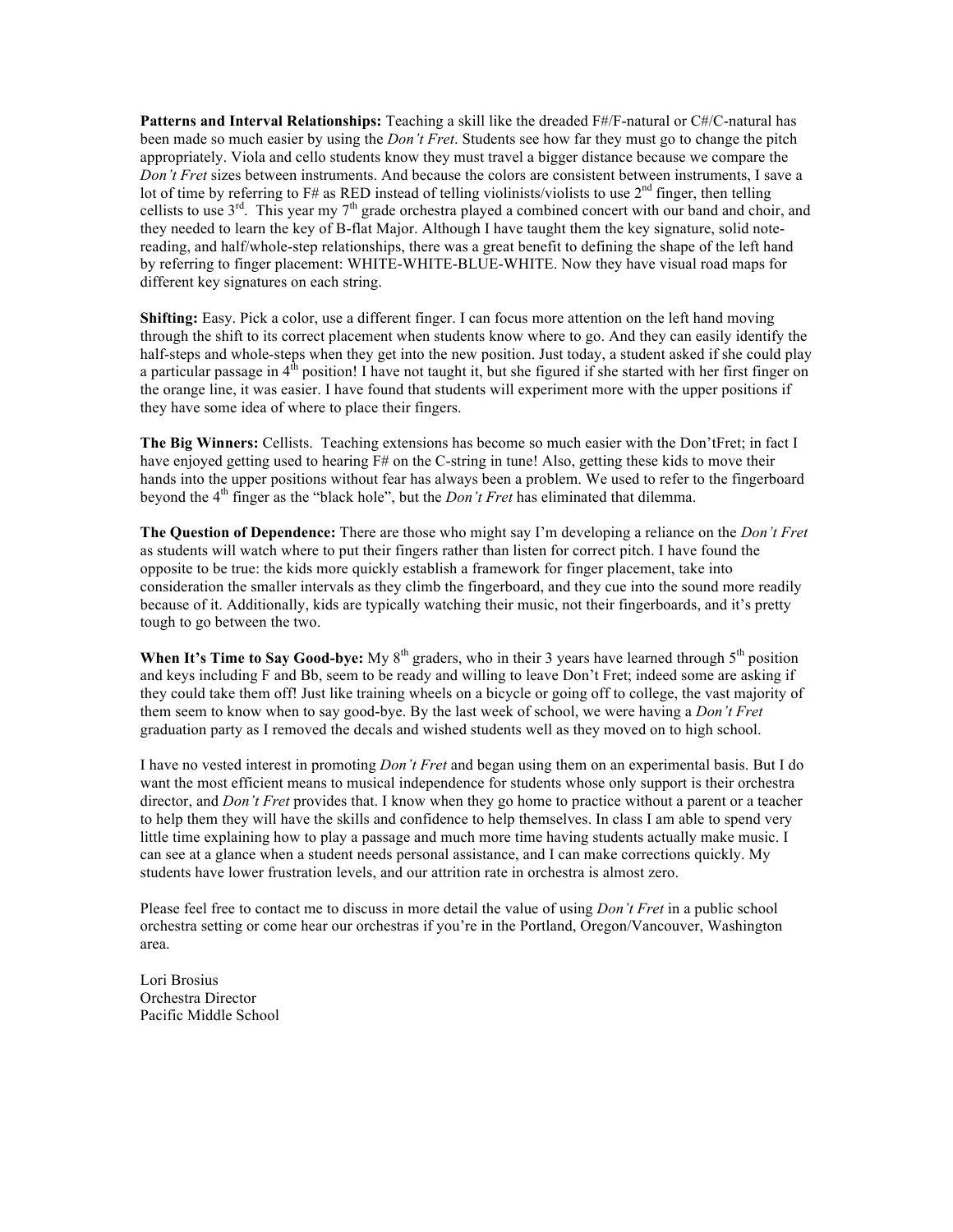**Patterns and Interval Relationships:** Teaching a skill like the dreaded F#/F-natural or C#/C-natural has been made so much easier by using the *Don't Fret*. Students see how far they must go to change the pitch appropriately. Viola and cello students know they must travel a bigger distance because we compare the *Don't Fret* sizes between instruments. And because the colors are consistent between instruments, I save a lot of time by referring to F# as RED instead of telling violinists/violists to use 2nd finger, then telling cellists to use 3rd. This year my 7th grade orchestra played a combined concert with our band and choir, and they needed to learn the key of B-flat Major. Although I have taught them the key signature, solid note-reading, and half/whole-step relationships, there was a great benefit to defining the shape of the left hand by referring to finger placement: WHITE-WHITE-BLUE-WHITE. Now they have visual road maps for different key signatures on each string.

**Shifting:** Easy. Pick a color, use a different finger. I can focus more attention on the left hand moving through the shift to its correct placement when students know where to go. And they can easily identify the half-steps and whole-steps when they get into the new position. Just today, a student asked if she could play a particular passage in 4th position! I have not taught it, but she figured if she started with her first finger on the orange line, it was easier. I have found that students will experiment more with the upper positions if they have some idea of where to place their fingers.

**The Big Winners:** Cellists. Teaching extensions has become so much easier with the Don'tFret; in fact I have enjoyed getting used to hearing F# on the C-string in tune! Also, getting these kids to move their hands into the upper positions without fear has always been a problem. We used to refer to the fingerboard beyond the 4th finger as the "black hole", but the *Don't Fret* has eliminated that dilemma.

**The Question of Dependence:** There are those who might say I'm developing a reliance on the *Don't Fret* as students will watch where to put their fingers rather than listen for correct pitch. I have found the opposite to be true: the kids more quickly establish a framework for finger placement, take into consideration the smaller intervals as they climb the fingerboard, and they cue into the sound more readily because of it. Additionally, kids are typically watching their music, not their fingerboards, and it's pretty tough to go between the two.

**When It's Time to Say Good-bye:** My 8th graders, who in their 3 years have learned through 5th position and keys including F and Bb, seem to be ready and willing to leave Don't Fret; indeed some are asking if they could take them off! Just like training wheels on a bicycle or going off to college, the vast majority of them seem to know when to say good-bye. By the last week of school, we were having a *Don't Fret* graduation party as I removed the decals and wished students well as they moved on to high school.

I have no vested interest in promoting *Don't Fret* and began using them on an experimental basis. But I do want the most efficient means to musical independence for students whose only support is their orchestra director, and *Don't Fret* provides that. I know when they go home to practice without a parent or a teacher to help them they will have the skills and confidence to help themselves. In class I am able to spend very little time explaining how to play a passage and much more time having students actually make music. I can see at a glance when a student needs personal assistance, and I can make corrections quickly. My students have lower frustration levels, and our attrition rate in orchestra is almost zero.

Please feel free to contact me to discuss in more detail the value of using *Don't Fret* in a public school orchestra setting or come hear our orchestras if you're in the Portland, Oregon/Vancouver, Washington area.

Lori Brosius
Orchestra Director
Pacific Middle School